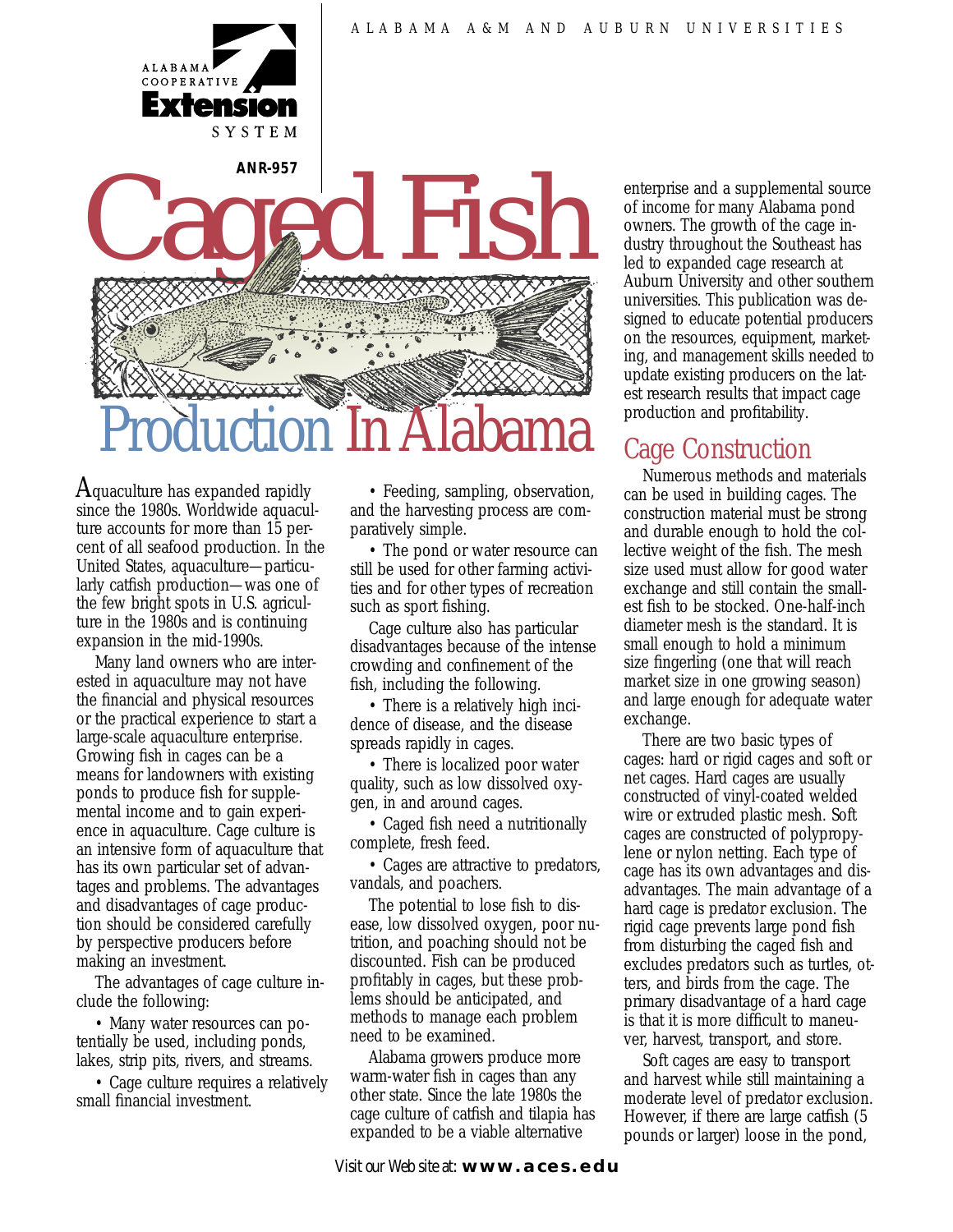ALABAMA A&M AND AUBURN UNIVERSITIES

ANR-957

# Caged Fish Production In Alabama

Aquaculture has expanded rapidly since the 1980s. Worldwide aquaculture accounts for more than 15 percent of all seafood production. In the United States, aquaculture—particularly catfish production—was one of the few bright spots in U.S. agriculture in the 1980s and is continuing expansion in the mid-1990s.

Many land owners who are interested in aquaculture may not have the financial and physical resources or the practical experience to start a large-scale aquaculture enterprise. Growing fish in cages can be a means for landowners with existing ponds to produce fish for supplemental income and to gain experience in aquaculture. Cage culture is an intensive form of aquaculture that has its own particular set of advantages and problems. The advantages and disadvantages of cage production should be considered carefully by perspective producers before making an investment.

The advantages of cage culture include the following:

- Many water resources can potentially be used, including ponds, lakes, strip pits, rivers, and streams.
- Cage culture requires a relatively small financial investment.
- Feeding, sampling, observation, and the harvesting process are comparatively simple.
- The pond or water resource can still be used for other farming activities and for other types of recreation such as sport fishing.

Cage culture also has particular disadvantages because of the intense crowding and confinement of the fish, including the following.

- There is a relatively high incidence of disease, and the disease spreads rapidly in cages.
- There is localized poor water quality, such as low dissolved oxygen, in and around cages.
- Caged fish need a nutritionally complete, fresh feed.
- Cages are attractive to predators, vandals, and poachers.

The potential to lose fish to disease, low dissolved oxygen, poor nutrition, and poaching should not be discounted. Fish can be produced profitably in cages, but these problems should be anticipated, and methods to manage each problem need to be examined.

Alabama growers produce more warm-water fish in cages than any other state. Since the late 1980s the cage culture of catfish and tilapia has expanded to be a viable alternative enterprise and a supplemental source of income for many Alabama pond owners. The growth of the cage industry throughout the Southeast has led to expanded cage research at Auburn University and other southern universities. This publication was designed to educate potential producers on the resources, equipment, marketing, and management skills needed to update existing producers on the latest research results that impact cage production and profitability.

## Cage Construction

Numerous methods and materials can be used in building cages. The construction material must be strong and durable enough to hold the collective weight of the fish. The mesh size used must allow for good water exchange and still contain the smallest fish to be stocked. One-half-inch diameter mesh is the standard. It is small enough to hold a minimum size fingerling (one that will reach market size in one growing season) and large enough for adequate water exchange.

There are two basic types of cages: hard or rigid cages and soft or net cages. Hard cages are usually constructed of vinyl-coated welded wire or extruded plastic mesh. Soft cages are constructed of polypropylene or nylon netting. Each type of cage has its own advantages and disadvantages. The main advantage of a hard cage is predator exclusion. The rigid cage prevents large pond fish from disturbing the caged fish and excludes predators such as turtles, otters, and birds from the cage. The primary disadvantage of a hard cage is that it is more difficult to maneuver, harvest, transport, and store.

Soft cages are easy to transport and harvest while still maintaining a moderate level of predator exclusion. However, if there are large catfish (5 pounds or larger) loose in the pond,

Visit our Web site at: **www.aces.edu**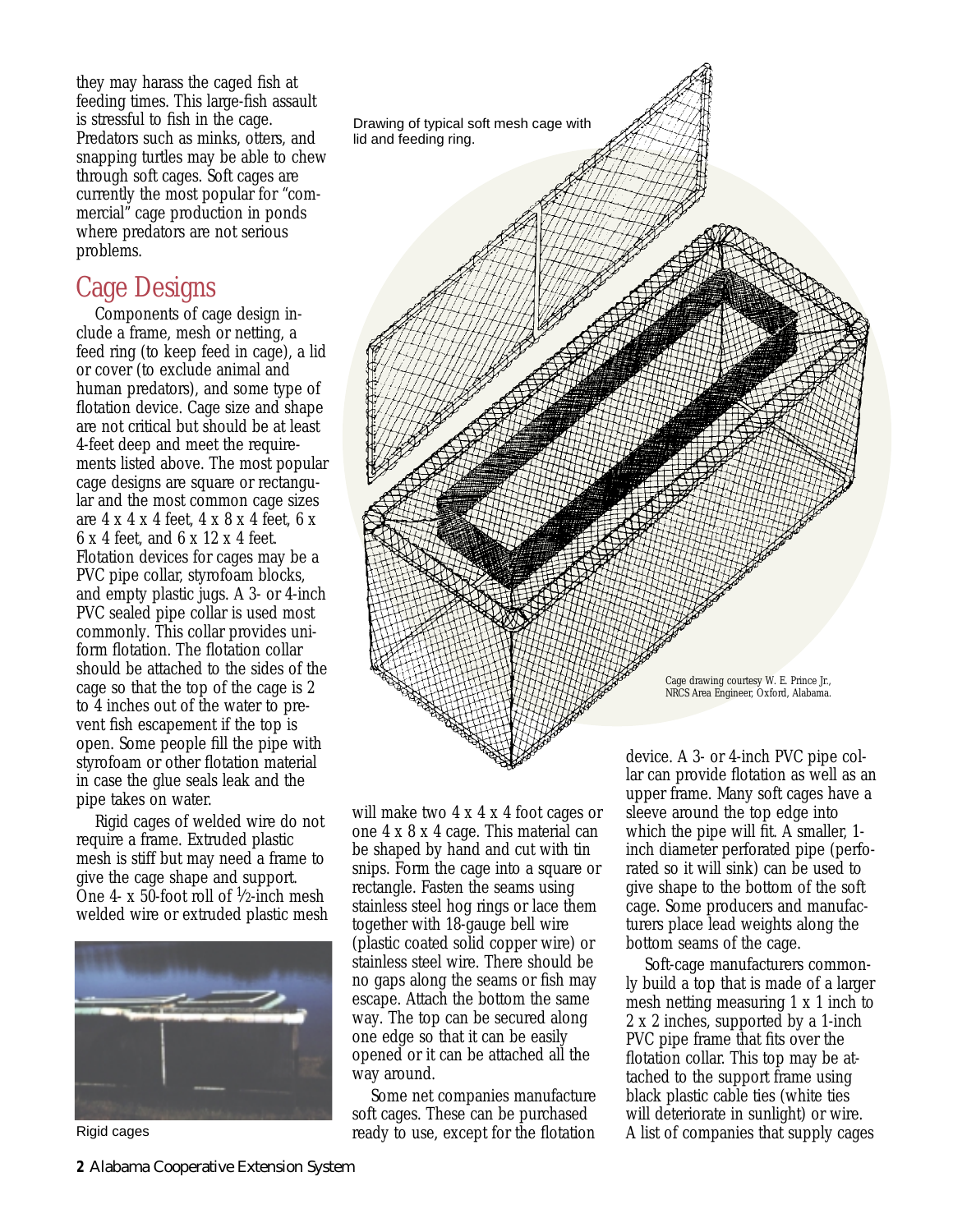they may harass the caged fish at feeding times. This large-fish assault is stressful to fish in the cage. Predators such as minks, otters, and snapping turtles may be able to chew through soft cages. Soft cages are currently the most popular for "commercial" cage production in ponds where predators are not serious problems.

## Cage Designs

Components of cage design include a frame, mesh or netting, a feed ring (to keep feed in cage), a lid or cover (to exclude animal and human predators), and some type of flotation device. Cage size and shape are not critical but should be at least 4-feet deep and meet the requirements listed above. The most popular cage designs are square or rectangular and the most common cage sizes are 4 x 4 x 4 feet, 4 x 8 x 4 feet, 6 x 6 x 4 feet, and 6 x 12 x 4 feet. Flotation devices for cages may be a PVC pipe collar, styrofoam blocks, and empty plastic jugs. A 3- or 4-inch PVC sealed pipe collar is used most commonly. This collar provides uniform flotation. The flotation collar should be attached to the sides of the cage so that the top of the cage is 2 to 4 inches out of the water to prevent fish escapement if the top is open. Some people fill the pipe with styrofoam or other flotation material in case the glue seals leak and the pipe takes on water.

Rigid cages of welded wire do not require a frame. Extruded plastic mesh is stiff but may need a frame to give the cage shape and support. One 4- x 50-foot roll of ½-inch mesh welded wire or extruded plastic mesh will make two 4 x 4 x 4 foot cages or one 4 x 8 x 4 cage. This material can be shaped by hand and cut with tin snips. Form the cage into a square or rectangle. Fasten the seams using stainless steel hog rings or lace them together with 18-gauge bell wire (plastic coated solid copper wire) or stainless steel wire. There should be no gaps along the seams or fish may escape. Attach the bottom the same way. The top can be secured along one edge so that it can be easily opened or it can be attached all the way around.

Some net companies manufacture soft cages. These can be purchased ready to use, except for the flotation device. A 3- or 4-inch PVC pipe collar can provide flotation as well as an upper frame. Many soft cages have a sleeve around the top edge into which the pipe will fit. A smaller, 1-inch diameter perforated pipe (perforated so it will sink) can be used to give shape to the bottom of the soft cage. Some producers and manufacturers place lead weights along the bottom seams of the cage.

Soft-cage manufacturers commonly build a top that is made of a larger mesh netting measuring 1 x 1 inch to 2 x 2 inches, supported by a 1-inch PVC pipe frame that fits over the flotation collar. This top may be attached to the support frame using black plastic cable ties (white ties will deteriorate in sunlight) or wire. A list of companies that supply cages

Drawing of typical soft mesh cage with lid and feeding ring.

Cage drawing courtesy W. E. Prince Jr., NRCS Area Engineer, Oxford, Alabama.

Rigid cages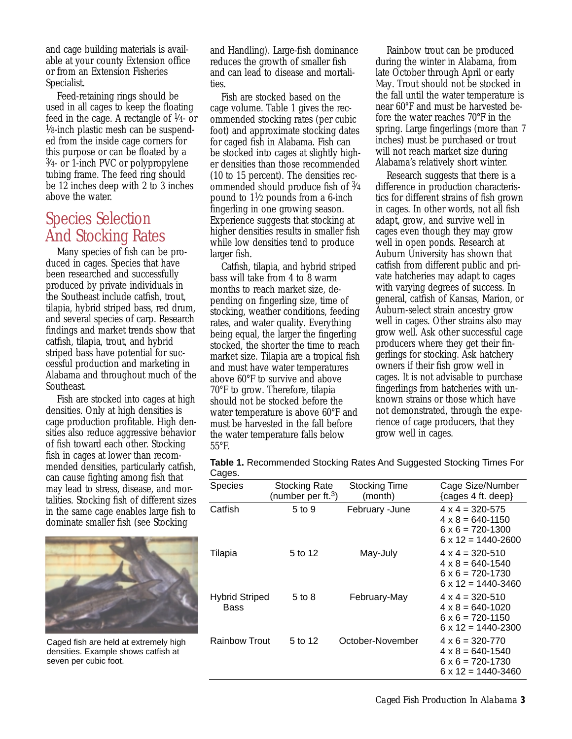and cage building materials is available at your county Extension office or from an Extension Fisheries Specialist.

Feed-retaining rings should be used in all cages to keep the floating feed in the cage. A rectangle of ¼- or ⅛-inch plastic mesh can be suspended from the inside cage corners for this purpose or can be floated by a ¾- or 1-inch PVC or polypropylene tubing frame. The feed ring should be 12 inches deep with 2 to 3 inches above the water.

## Species Selection And Stocking Rates

Many species of fish can be produced in cages. Species that have been researched and successfully produced by private individuals in the Southeast include catfish, trout, tilapia, hybrid striped bass, red drum, and several species of carp. Research findings and market trends show that catfish, tilapia, trout, and hybrid striped bass have potential for successful production and marketing in Alabama and throughout much of the Southeast.

Fish are stocked into cages at high densities. Only at high densities is cage production profitable. High densities also reduce aggressive behavior of fish toward each other. Stocking fish in cages at lower than recommended densities, particularly catfish, can cause fighting among fish that may lead to stress, disease, and mortalities. Stocking fish of different sizes in the same cage enables large fish to dominate smaller fish (see Stocking and Handling). Large-fish dominance reduces the growth of smaller fish and can lead to disease and mortalities.

Caged fish are held at extremely high densities. Example shows catfish at seven per cubic foot.

Fish are stocked based on the cage volume. Table 1 gives the recommended stocking rates (per cubic foot) and approximate stocking dates for caged fish in Alabama. Fish can be stocked into cages at slightly higher densities than those recommended (10 to 15 percent). The densities recommended should produce fish of ¾ pound to 1½ pounds from a 6-inch fingerling in one growing season. Experience suggests that stocking at higher densities results in smaller fish while low densities tend to produce larger fish.

Catfish, tilapia, and hybrid striped bass will take from 4 to 8 warm months to reach market size, depending on fingerling size, time of stocking, weather conditions, feeding rates, and water quality. Everything being equal, the larger the fingerling stocked, the shorter the time to reach market size. Tilapia are a tropical fish and must have water temperatures above 60°F to survive and above 70°F to grow. Therefore, tilapia should not be stocked before the water temperature is above 60°F and must be harvested in the fall before the water temperature falls below 55°F.

Rainbow trout can be produced during the winter in Alabama, from late October through April or early May. Trout should not be stocked in the fall until the water temperature is near 60°F and must be harvested before the water reaches 70°F in the spring. Large fingerlings (more than 7 inches) must be purchased or trout will not reach market size during Alabama's relatively short winter.

Research suggests that there is a difference in production characteristics for different strains of fish grown in cages. In other words, not all fish adapt, grow, and survive well in cages even though they may grow well in open ponds. Research at Auburn University has shown that catfish from different public and private hatcheries may adapt to cages with varying degrees of success. In general, catfish of Kansas, Marion, or Auburn-select strain ancestry grow well in cages. Other strains also may grow well. Ask other successful cage producers where they get their fingerlings for stocking. Ask hatchery owners if their fish grow well in cages. It is not advisable to purchase fingerlings from hatcheries with unknown strains or those which have not demonstrated, through the experience of cage producers, that they grow well in cages.

**Table 1.** Recommended Stocking Rates And Suggested Stocking Times For Cages.

| Species | Stocking Rate (number per ft.$^3$) | Stocking Time (month) | Cage Size/Number {cages 4 ft. deep} |
|---|---|---|---|
| Catfish | 5 to 9 | February -June | 4 x 4 = 320-575<br>4 x 8 = 640-1150<br>6 x 6 = 720-1300<br>6 x 12 = 1440-2600 |
| Tilapia | 5 to 12 | May-July | 4 x 4 = 320-510<br>4 x 8 = 640-1540<br>6 x 6 = 720-1730<br>6 x 12 = 1440-3460 |
| Hybrid Striped Bass | 5 to 8 | February-May | 4 x 4 = 320-510<br>4 x 8 = 640-1020<br>6 x 6 = 720-1150<br>6 x 12 = 1440-2300 |
| Rainbow Trout | 5 to 12 | October-November | 4 x 6 = 320-770<br>4 x 8 = 640-1540<br>6 x 6 = 720-1730<br>6 x 12 = 1440-3460 |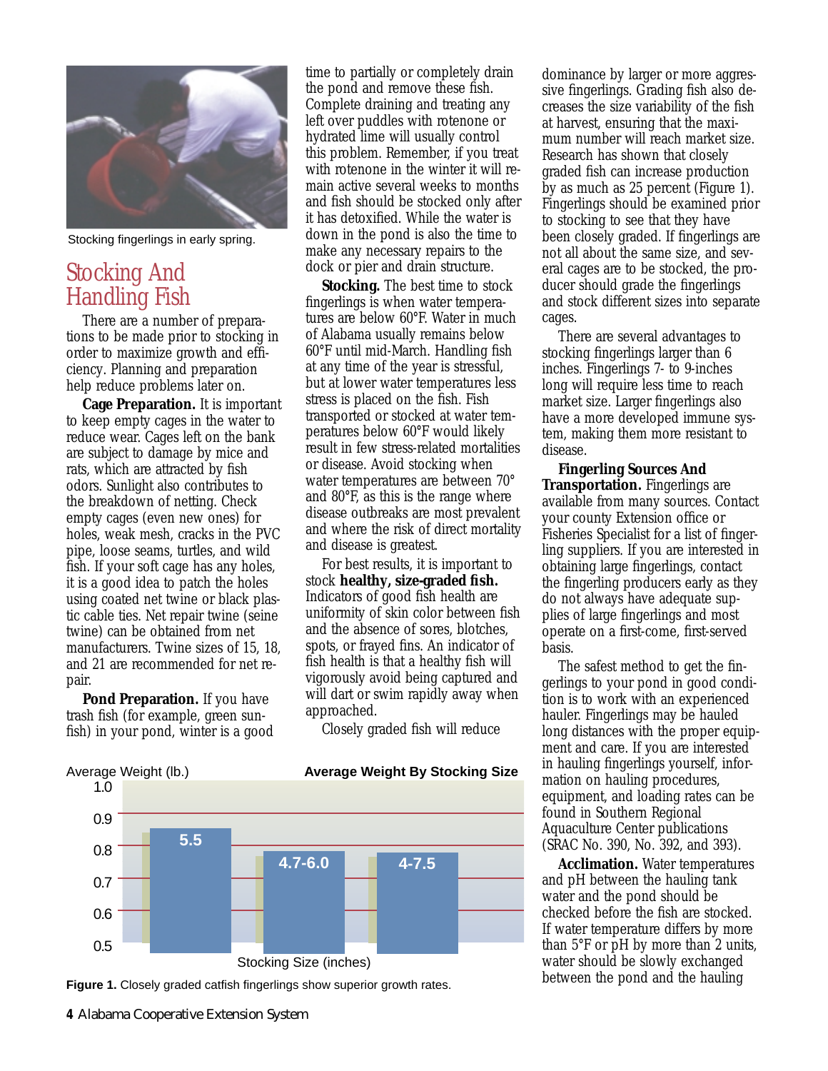Stocking fingerlings in early spring.

## Stocking And Handling Fish

There are a number of preparations to be made prior to stocking in order to maximize growth and efficiency. Planning and preparation help reduce problems later on.

**Cage Preparation.** It is important to keep empty cages in the water to reduce wear. Cages left on the bank are subject to damage by mice and rats, which are attracted by fish odors. Sunlight also contributes to the breakdown of netting. Check empty cages (even new ones) for holes, weak mesh, cracks in the PVC pipe, loose seams, turtles, and wild fish. If your soft cage has any holes, it is a good idea to patch the holes using coated net twine or black plastic cable ties. Net repair twine (seine twine) can be obtained from net manufacturers. Twine sizes of 15, 18, and 21 are recommended for net repair.

**Pond Preparation.** If you have trash fish (for example, green sunfish) in your pond, winter is a good time to partially or completely drain the pond and remove these fish. Complete draining and treating any left over puddles with rotenone or hydrated lime will usually control this problem. Remember, if you treat with rotenone in the winter it will remain active several weeks to months and fish should be stocked only after it has detoxified. While the water is down in the pond is also the time to make any necessary repairs to the dock or pier and drain structure.

**Stocking.** The best time to stock fingerlings is when water temperatures are below 60°F. Water in much of Alabama usually remains below 60°F until mid-March. Handling fish at any time of the year is stressful, but at lower water temperatures less stress is placed on the fish. Fish transported or stocked at water temperatures below 60°F would likely result in few stress-related mortalities or disease. Avoid stocking when water temperatures are between 70° and 80°F, as this is the range where disease outbreaks are most prevalent and where the risk of direct mortality and disease is greatest.

For best results, it is important to stock **healthy, size-graded fish.** Indicators of good fish health are uniformity of skin color between fish and the absence of sores, blotches, spots, or frayed fins. An indicator of fish health is that a healthy fish will vigorously avoid being captured and will dart or swim rapidly away when approached.

Closely graded fish will reduce dominance by larger or more aggressive fingerlings. Grading fish also decreases the size variability of the fish at harvest, ensuring that the maximum number will reach market size. Research has shown that closely graded fish can increase production by as much as 25 percent (Figure 1). Fingerlings should be examined prior to stocking to see that they have been closely graded. If fingerlings are not all about the same size, and several cages are to be stocked, the producer should grade the fingerlings and stock different sizes into separate cages.

There are several advantages to stocking fingerlings larger than 6 inches. Fingerlings 7- to 9-inches long will require less time to reach market size. Larger fingerlings also have a more developed immune system, making them more resistant to disease.

**Fingerling Sources And Transportation.** Fingerlings are available from many sources. Contact your county Extension office or Fisheries Specialist for a list of fingerling suppliers. If you are interested in obtaining large fingerlings, contact the fingerling producers early as they do not always have adequate supplies of large fingerlings and most operate on a first-come, first-served basis.

The safest method to get the fingerlings to your pond in good condition is to work with an experienced hauler. Fingerlings may be hauled long distances with the proper equipment and care. If you are interested in hauling fingerlings yourself, information on hauling procedures, equipment, and loading rates can be found in Southern Regional Aquaculture Center publications (SRAC No. 390, No. 392, and 393).

**Acclimation.** Water temperatures and pH between the hauling tank water and the pond should be checked before the fish are stocked. If water temperature differs by more than 5°F or pH by more than 2 units, water should be slowly exchanged between the pond and the hauling

**Average Weight By Stocking Size**

| Stocking Size (inches) | Average Weight (lb.) (approx.) |
|---|---|
| 5.5 | 0.85 |
| 4.7-6.0 | 0.78 |
| 4-7.5 | 0.77 |

**Figure 1.** Closely graded catfish fingerlings show superior growth rates.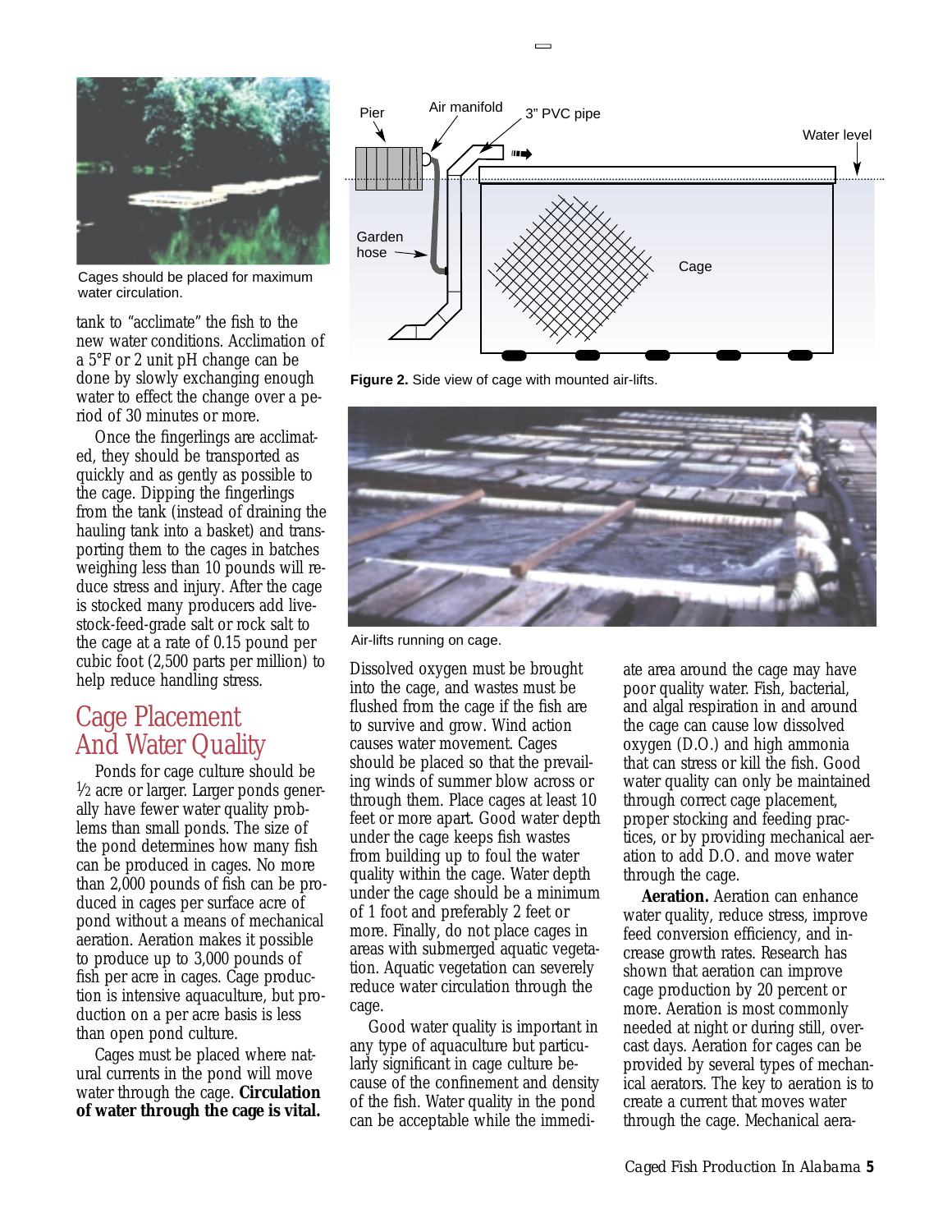Cages should be placed for maximum water circulation.

tank to "acclimate" the fish to the new water conditions. Acclimation of a 5°F or 2 unit pH change can be done by slowly exchanging enough water to effect the change over a period of 30 minutes or more.

Once the fingerlings are acclimated, they should be transported as quickly and as gently as possible to the cage. Dipping the fingerlings from the tank (instead of draining the hauling tank into a basket) and transporting them to the cages in batches weighing less than 10 pounds will reduce stress and injury. After the cage is stocked many producers add livestock-feed-grade salt or rock salt to the cage at a rate of 0.15 pound per cubic foot (2,500 parts per million) to help reduce handling stress.

## Cage Placement And Water Quality

Ponds for cage culture should be ½ acre or larger. Larger ponds generally have fewer water quality problems than small ponds. The size of the pond determines how many fish can be produced in cages. No more than 2,000 pounds of fish can be produced in cages per surface acre of pond without a means of mechanical aeration. Aeration makes it possible to produce up to 3,000 pounds of fish per acre in cages. Cage production is intensive aquaculture, but production on a per acre basis is less than open pond culture.

Cages must be placed where natural currents in the pond will move water through the cage. **Circulation of water through the cage is vital.**

Pier | Air manifold | 3" PVC pipe | Water level | Garden hose | Cage

**Figure 2.** Side view of cage with mounted air-lifts.

Air-lifts running on cage.

Dissolved oxygen must be brought into the cage, and wastes must be flushed from the cage if the fish are to survive and grow. Wind action causes water movement. Cages should be placed so that the prevailing winds of summer blow across or through them. Place cages at least 10 feet or more apart. Good water depth under the cage keeps fish wastes from building up to foul the water quality within the cage. Water depth under the cage should be a minimum of 1 foot and preferably 2 feet or more. Finally, do not place cages in areas with submerged aquatic vegetation. Aquatic vegetation can severely reduce water circulation through the cage.

Good water quality is important in any type of aquaculture but particularly significant in cage culture because of the confinement and density of the fish. Water quality in the pond can be acceptable while the immediate area around the cage may have poor quality water. Fish, bacterial, and algal respiration in and around the cage can cause low dissolved oxygen (D.O.) and high ammonia that can stress or kill the fish. Good water quality can only be maintained through correct cage placement, proper stocking and feeding practices, or by providing mechanical aeration to add D.O. and move water through the cage.

**Aeration.** Aeration can enhance water quality, reduce stress, improve feed conversion efficiency, and increase growth rates. Research has shown that aeration can improve cage production by 20 percent or more. Aeration is most commonly needed at night or during still, overcast days. Aeration for cages can be provided by several types of mechanical aerators. The key to aeration is to create a current that moves water through the cage. Mechanical aera-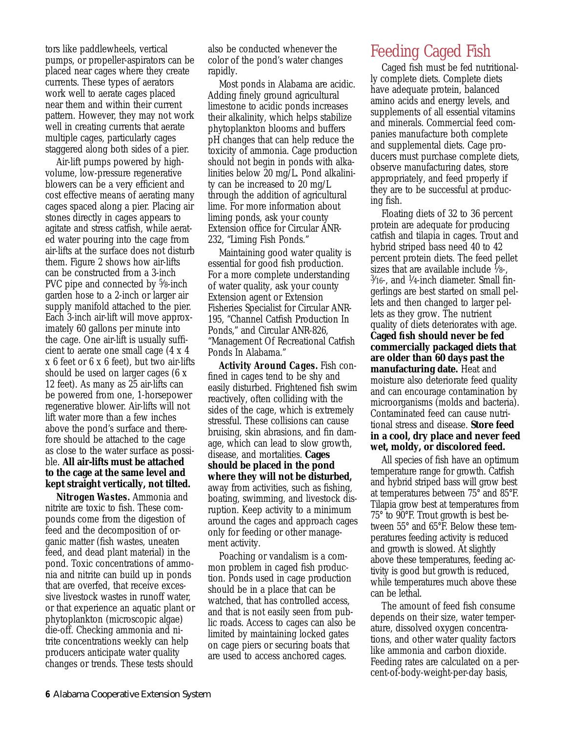tors like paddlewheels, vertical pumps, or propeller-aspirators can be placed near cages where they create currents. These types of aerators work well to aerate cages placed near them and within their current pattern. However, they may not work well in creating currents that aerate multiple cages, particularly cages staggered along both sides of a pier.

Air-lift pumps powered by high-volume, low-pressure regenerative blowers can be a very efficient and cost effective means of aerating many cages spaced along a pier. Placing air stones directly in cages appears to agitate and stress catfish, while aerated water pouring into the cage from air-lifts at the surface does not disturb them. Figure 2 shows how air-lifts can be constructed from a 3-inch PVC pipe and connected by 5⁄8-inch garden hose to a 2-inch or larger air supply manifold attached to the pier. Each 3-inch air-lift will move approximately 60 gallons per minute into the cage. One air-lift is usually sufficient to aerate one small cage (4 x 4 x 6 feet or 6 x 6 feet), but two air-lifts should be used on larger cages (6 x 12 feet). As many as 25 air-lifts can be powered from one, 1-horsepower regenerative blower. Air-lifts will not lift water more than a few inches above the pond's surface and therefore should be attached to the cage as close to the water surface as possible. **All air-lifts must be attached to the cage at the same level and kept straight vertically, not tilted.**

***Nitrogen Wastes.*** Ammonia and nitrite are toxic to fish. These compounds come from the digestion of feed and the decomposition of organic matter (fish wastes, uneaten feed, and dead plant material) in the pond. Toxic concentrations of ammonia and nitrite can build up in ponds that are overfed, that receive excessive livestock wastes in runoff water, or that experience an aquatic plant or phytoplankton (microscopic algae) die-off. Checking ammonia and nitrite concentrations weekly can help producers anticipate water quality changes or trends. These tests should also be conducted whenever the color of the pond's water changes rapidly.

Most ponds in Alabama are acidic. Adding finely ground agricultural limestone to acidic ponds increases their alkalinity, which helps stabilize phytoplankton blooms and buffers pH changes that can help reduce the toxicity of ammonia. Cage production should not begin in ponds with alkalinities below 20 mg/L. Pond alkalinity can be increased to 20 mg/L through the addition of agricultural lime. For more information about liming ponds, ask your county Extension office for Circular ANR-232, "Liming Fish Ponds."

Maintaining good water quality is essential for good fish production. For a more complete understanding of water quality, ask your county Extension agent or Extension Fisheries Specialist for Circular ANR-195, "Channel Catfish Production In Ponds," and Circular ANR-826, "Management Of Recreational Catfish Ponds In Alabama."

***Activity Around Cages.*** Fish confined in cages tend to be shy and easily disturbed. Frightened fish swim reactively, often colliding with the sides of the cage, which is extremely stressful. These collisions can cause bruising, skin abrasions, and fin damage, which can lead to slow growth, disease, and mortalities. **Cages should be placed in the pond where they will not be disturbed,** away from activities, such as fishing, boating, swimming, and livestock disruption. Keep activity to a minimum around the cages and approach cages only for feeding or other management activity.

Poaching or vandalism is a common problem in caged fish production. Ponds used in cage production should be in a place that can be watched, that has controlled access, and that is not easily seen from public roads. Access to cages can also be limited by maintaining locked gates on cage piers or securing boats that are used to access anchored cages.

## Feeding Caged Fish

Caged fish must be fed nutritionally complete diets. Complete diets have adequate protein, balanced amino acids and energy levels, and supplements of all essential vitamins and minerals. Commercial feed companies manufacture both complete and supplemental diets. Cage producers must purchase complete diets, observe manufacturing dates, store appropriately, and feed properly if they are to be successful at producing fish.

Floating diets of 32 to 36 percent protein are adequate for producing catfish and tilapia in cages. Trout and hybrid striped bass need 40 to 42 percent protein diets. The feed pellet sizes that are available include 1⁄8-, 3⁄16-, and 1⁄4-inch diameter. Small fingerlings are best started on small pellets and then changed to larger pellets as they grow. The nutrient quality of diets deteriorates with age. **Caged fish should never be fed commercially packaged diets that are older than 60 days past the manufacturing date.** Heat and moisture also deteriorate feed quality and can encourage contamination by microorganisms (molds and bacteria). Contaminated feed can cause nutritional stress and disease. **Store feed in a cool, dry place and never feed wet, moldy, or discolored feed.**

All species of fish have an optimum temperature range for growth. Catfish and hybrid striped bass will grow best at temperatures between 75° and 85°F. Tilapia grow best at temperatures from 75° to 90°F. Trout growth is best between 55° and 65°F. Below these temperatures feeding activity is reduced and growth is slowed. At slightly above these temperatures, feeding activity is good but growth is reduced, while temperatures much above these can be lethal.

The amount of feed fish consume depends on their size, water temperature, dissolved oxygen concentrations, and other water quality factors like ammonia and carbon dioxide. Feeding rates are calculated on a percent-of-body-weight-per-day basis,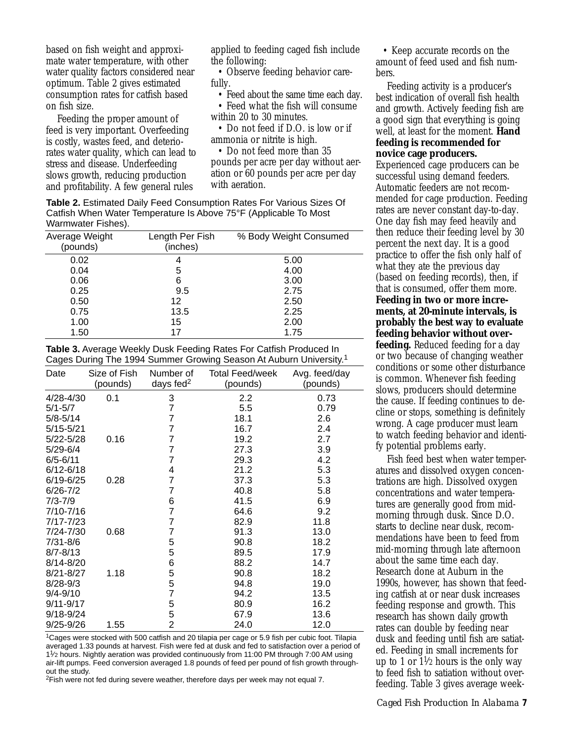based on fish weight and approximate water temperature, with other water quality factors considered near optimum. Table 2 gives estimated consumption rates for catfish based on fish size.

Feeding the proper amount of feed is very important. Overfeeding is costly, wastes feed, and deteriorates water quality, which can lead to stress and disease. Underfeeding slows growth, reducing production and profitability. A few general rules applied to feeding caged fish include the following:

- Observe feeding behavior carefully.
- Feed about the same time each day.
- Feed what the fish will consume within 20 to 30 minutes.
- Do not feed if D.O. is low or if ammonia or nitrite is high.
- Do not feed more than 35 pounds per acre per day without aeration or 60 pounds per acre per day with aeration.
- Keep accurate records on the amount of feed used and fish numbers.

**Table 2.** Estimated Daily Feed Consumption Rates For Various Sizes Of Catfish When Water Temperature Is Above 75°F (Applicable To Most Warmwater Fishes).

| Average Weight (pounds) | Length Per Fish (inches) | % Body Weight Consumed |
|---|---|---|
| 0.02 | 4 | 5.00 |
| 0.04 | 5 | 4.00 |
| 0.06 | 6 | 3.00 |
| 0.25 | 9.5 | 2.75 |
| 0.50 | 12 | 2.50 |
| 0.75 | 13.5 | 2.25 |
| 1.00 | 15 | 2.00 |
| 1.50 | 17 | 1.75 |

**Table 3.** Average Weekly Dusk Feeding Rates For Catfish Produced In Cages During The 1994 Summer Growing Season At Auburn University.[1]

| Date | Size of Fish (pounds) | Number of days fed[2] | Total Feed/week (pounds) | Avg. feed/day (pounds) |
|---|---|---|---|---|
| 4/28-4/30 | 0.1 | 3 | 2.2 | 0.73 |
| 5/1-5/7 | | 7 | 5.5 | 0.79 |
| 5/8-5/14 | | 7 | 18.1 | 2.6 |
| 5/15-5/21 | | 7 | 16.7 | 2.4 |
| 5/22-5/28 | 0.16 | 7 | 19.2 | 2.7 |
| 5/29-6/4 | | 7 | 27.3 | 3.9 |
| 6/5-6/11 | | 7 | 29.3 | 4.2 |
| 6/12-6/18 | | 4 | 21.2 | 5.3 |
| 6/19-6/25 | 0.28 | 7 | 37.3 | 5.3 |
| 6/26-7/2 | | 7 | 40.8 | 5.8 |
| 7/3-7/9 | | 6 | 41.5 | 6.9 |
| 7/10-7/16 | | 7 | 64.6 | 9.2 |
| 7/17-7/23 | | 7 | 82.9 | 11.8 |
| 7/24-7/30 | 0.68 | 7 | 91.3 | 13.0 |
| 7/31-8/6 | | 5 | 90.8 | 18.2 |
| 8/7-8/13 | | 5 | 89.5 | 17.9 |
| 8/14-8/20 | | 6 | 88.2 | 14.7 |
| 8/21-8/27 | 1.18 | 5 | 90.8 | 18.2 |
| 8/28-9/3 | | 5 | 94.8 | 19.0 |
| 9/4-9/10 | | 7 | 94.2 | 13.5 |
| 9/11-9/17 | | 5 | 80.9 | 16.2 |
| 9/18-9/24 | | 5 | 67.9 | 13.6 |
| 9/25-9/26 | 1.55 | 2 | 24.0 | 12.0 |

[1]Cages were stocked with 500 catfish and 20 tilapia per cage or 5.9 fish per cubic foot. Tilapia averaged 1.33 pounds at harvest. Fish were fed at dusk and fed to satisfaction over a period of 1½ hours. Nightly aeration was provided continuously from 11:00 PM through 7:00 AM using air-lift pumps. Feed conversion averaged 1.8 pounds of feed per pound of fish growth throughout the study.

[2]Fish were not fed during severe weather, therefore days per week may not equal 7.

Feeding activity is a producer's best indication of overall fish health and growth. Actively feeding fish are a good sign that everything is going well, at least for the moment. **Hand feeding is recommended for novice cage producers.** Experienced cage producers can be successful using demand feeders. Automatic feeders are not recommended for cage production. Feeding rates are never constant day-to-day. One day fish may feed heavily and then reduce their feeding level by 30 percent the next day. It is a good practice to offer the fish only half of what they ate the previous day (based on feeding records), then, if that is consumed, offer them more. **Feeding in two or more increments, at 20-minute intervals, is probably the best way to evaluate feeding behavior without overfeeding.** Reduced feeding for a day or two because of changing weather conditions or some other disturbance is common. Whenever fish feeding slows, producers should determine the cause. If feeding continues to decline or stops, something is definitely wrong. A cage producer must learn to watch feeding behavior and identify potential problems early.

Fish feed best when water temperatures and dissolved oxygen concentrations are high. Dissolved oxygen concentrations and water temperatures are generally good from midmorning through dusk. Since D.O. starts to decline near dusk, recommendations have been to feed from mid-morning through late afternoon about the same time each day. Research done at Auburn in the 1990s, however, has shown that feeding catfish at or near dusk increases feeding response and growth. This research has shown daily growth rates can double by feeding near dusk and feeding until fish are satiated. Feeding in small increments for up to 1 or 1½ hours is the only way to feed fish to satiation without overfeeding. Table 3 gives average week-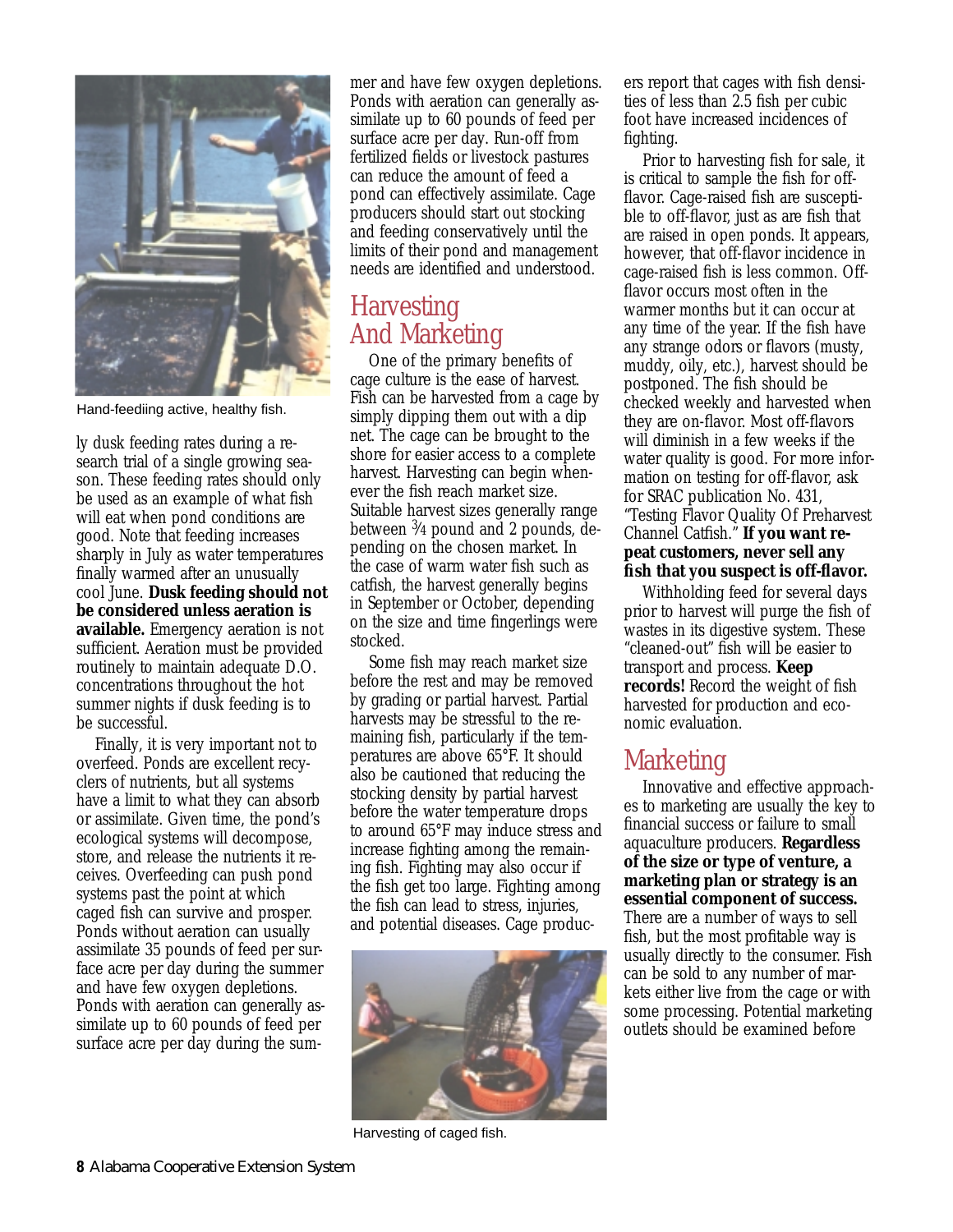Hand-feediing active, healthy fish.

ly dusk feeding rates during a research trial of a single growing season. These feeding rates should only be used as an example of what fish will eat when pond conditions are good. Note that feeding increases sharply in July as water temperatures finally warmed after an unusually cool June. **Dusk feeding should not be considered unless aeration is available.** Emergency aeration is not sufficient. Aeration must be provided routinely to maintain adequate D.O. concentrations throughout the hot summer nights if dusk feeding is to be successful.

Finally, it is very important not to overfeed. Ponds are excellent recyclers of nutrients, but all systems have a limit to what they can absorb or assimilate. Given time, the pond's ecological systems will decompose, store, and release the nutrients it receives. Overfeeding can push pond systems past the point at which caged fish can survive and prosper. Ponds without aeration can usually assimilate 35 pounds of feed per surface acre per day during the summer and have few oxygen depletions. Ponds with aeration can generally assimilate up to 60 pounds of feed per surface acre per day during the summer and have few oxygen depletions. Ponds with aeration can generally assimilate up to 60 pounds of feed per surface acre per day. Run-off from fertilized fields or livestock pastures can reduce the amount of feed a pond can effectively assimilate. Cage producers should start out stocking and feeding conservatively until the limits of their pond and management needs are identified and understood.

## Harvesting And Marketing

One of the primary benefits of cage culture is the ease of harvest. Fish can be harvested from a cage by simply dipping them out with a dip net. The cage can be brought to the shore for easier access to a complete harvest. Harvesting can begin whenever the fish reach market size. Suitable harvest sizes generally range between ¾ pound and 2 pounds, depending on the chosen market. In the case of warm water fish such as catfish, the harvest generally begins in September or October, depending on the size and time fingerlings were stocked.

Some fish may reach market size before the rest and may be removed by grading or partial harvest. Partial harvests may be stressful to the remaining fish, particularly if the temperatures are above 65°F. It should also be cautioned that reducing the stocking density by partial harvest before the water temperature drops to around 65°F may induce stress and increase fighting among the remaining fish. Fighting may also occur if the fish get too large. Fighting among the fish can lead to stress, injuries, and potential diseases. Cage producers report that cages with fish densities of less than 2.5 fish per cubic foot have increased incidences of fighting.

Harvesting of caged fish.

Prior to harvesting fish for sale, it is critical to sample the fish for off-flavor. Cage-raised fish are susceptible to off-flavor, just as are fish that are raised in open ponds. It appears, however, that off-flavor incidence in cage-raised fish is less common. Off-flavor occurs most often in the warmer months but it can occur at any time of the year. If the fish have any strange odors or flavors (musty, muddy, oily, etc.), harvest should be postponed. The fish should be checked weekly and harvested when they are on-flavor. Most off-flavors will diminish in a few weeks if the water quality is good. For more information on testing for off-flavor, ask for SRAC publication No. 431, "Testing Flavor Quality Of Preharvest Channel Catfish." **If you want repeat customers, never sell any fish that you suspect is off-flavor.**

Withholding feed for several days prior to harvest will purge the fish of wastes in its digestive system. These "cleaned-out" fish will be easier to transport and process. **Keep records!** Record the weight of fish harvested for production and economic evaluation.

## Marketing

Innovative and effective approaches to marketing are usually the key to financial success or failure to small aquaculture producers. **Regardless of the size or type of venture, a marketing plan or strategy is an essential component of success.** There are a number of ways to sell fish, but the most profitable way is usually directly to the consumer. Fish can be sold to any number of markets either live from the cage or with some processing. Potential marketing outlets should be examined before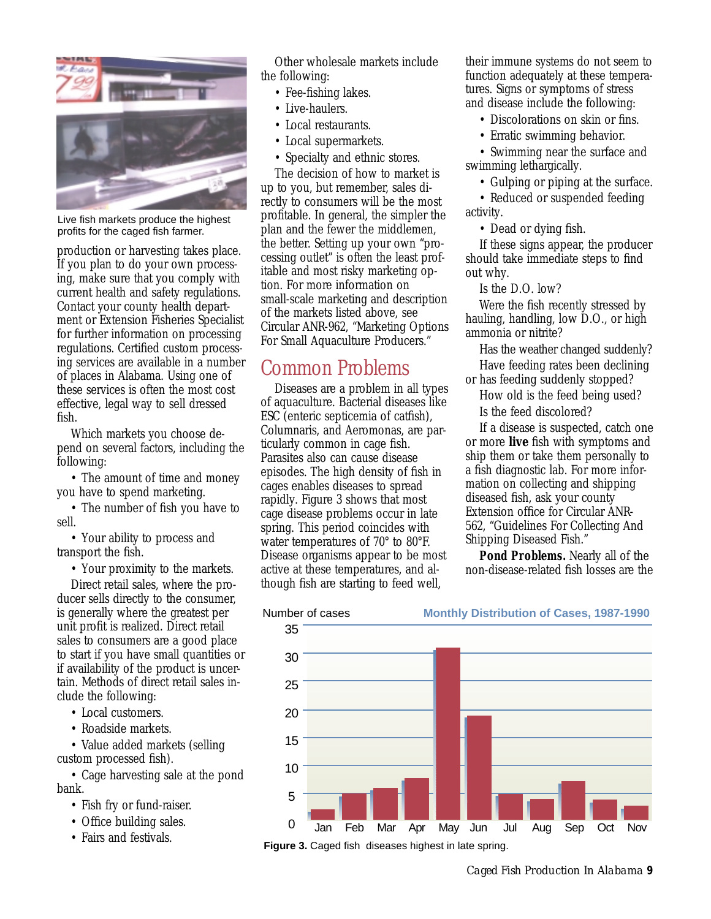Live fish markets produce the highest profits for the caged fish farmer.

production or harvesting takes place. If you plan to do your own processing, make sure that you comply with current health and safety regulations. Contact your county health department or Extension Fisheries Specialist for further information on processing regulations. Certified custom processing services are available in a number of places in Alabama. Using one of these services is often the most cost effective, legal way to sell dressed fish.

Which markets you choose depend on several factors, including the following:

- The amount of time and money you have to spend marketing.
- The number of fish you have to sell.
- Your ability to process and transport the fish.
- Your proximity to the markets.

Direct retail sales, where the producer sells directly to the consumer, is generally where the greatest per unit profit is realized. Direct retail sales to consumers are a good place to start if you have small quantities or if availability of the product is uncertain. Methods of direct retail sales include the following:

- Local customers.
- Roadside markets.
- Value added markets (selling custom processed fish).
- Cage harvesting sale at the pond bank.
- Fish fry or fund-raiser.
- Office building sales.
- Fairs and festivals.

Other wholesale markets include the following:

- Fee-fishing lakes.
- Live-haulers.
- Local restaurants.
- Local supermarkets.
- Specialty and ethnic stores.

The decision of how to market is up to you, but remember, sales directly to consumers will be the most profitable. In general, the simpler the plan and the fewer the middlemen, the better. Setting up your own "processing outlet" is often the least profitable and most risky marketing option. For more information on small-scale marketing and description of the markets listed above, see Circular ANR-962, "Marketing Options For Small Aquaculture Producers."

## Common Problems

Diseases are a problem in all types of aquaculture. Bacterial diseases like ESC (enteric septicemia of catfish), Columnaris, and Aeromonas, are particularly common in cage fish. Parasites also can cause disease episodes. The high density of fish in cages enables diseases to spread rapidly. Figure 3 shows that most cage disease problems occur in late spring. This period coincides with water temperatures of 70° to 80°F. Disease organisms appear to be most active at these temperatures, and although fish are starting to feed well, their immune systems do not seem to function adequately at these temperatures. Signs or symptoms of stress and disease include the following:

- Discolorations on skin or fins.
- Erratic swimming behavior.
- Swimming near the surface and swimming lethargically.
- Gulping or piping at the surface.
- Reduced or suspended feeding activity.
- Dead or dying fish.

If these signs appear, the producer should take immediate steps to find out why.

Is the D.O. low?

Were the fish recently stressed by hauling, handling, low D.O., or high ammonia or nitrite?

Has the weather changed suddenly?

Have feeding rates been declining or has feeding suddenly stopped?

How old is the feed being used?

Is the feed discolored?

If a disease is suspected, catch one or more **live** fish with symptoms and ship them or take them personally to a fish diagnostic lab. For more information on collecting and shipping diseased fish, ask your county Extension office for Circular ANR-562, "Guidelines For Collecting And Shipping Diseased Fish."

**Pond Problems.** Nearly all of the non-disease-related fish losses are the

Monthly Distribution of Cases, 1987-1990

| Month | Number of cases |
|---|---|
| Jan | 2 |
| Feb | 5 |
| Mar | 6 |
| Apr | 8 |
| May | 31 |
| Jun | 19 |
| Jul | 5 |
| Aug | 4 |
| Sep | 7 |
| Oct | 4 |
| Nov | 3 |

**Figure 3.** Caged fish diseases highest in late spring.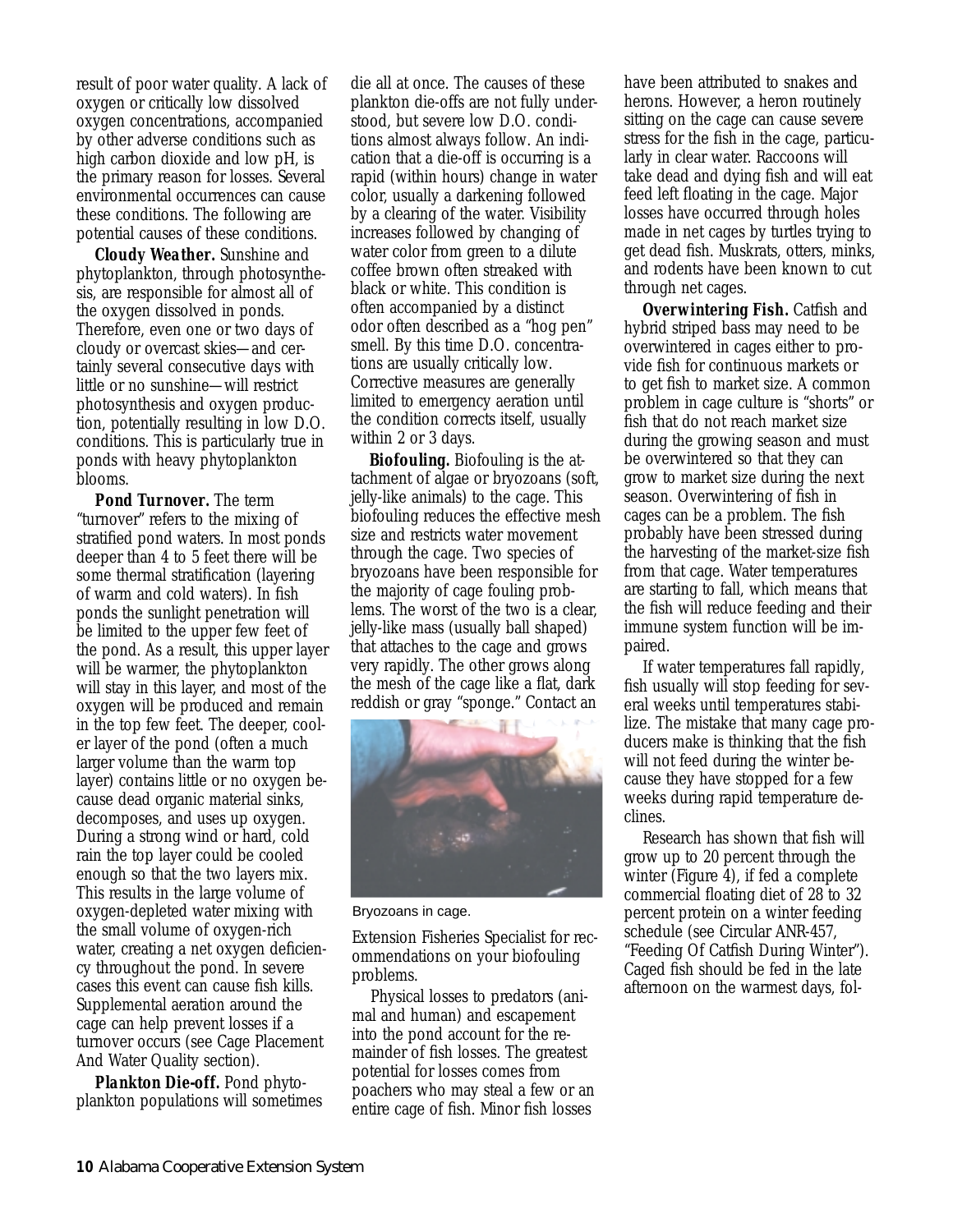result of poor water quality. A lack of oxygen or critically low dissolved oxygen concentrations, accompanied by other adverse conditions such as high carbon dioxide and low pH, is the primary reason for losses. Several environmental occurrences can cause these conditions. The following are potential causes of these conditions.

**Cloudy Weather.** Sunshine and phytoplankton, through photosynthesis, are responsible for almost all of the oxygen dissolved in ponds. Therefore, even one or two days of cloudy or overcast skies—and certainly several consecutive days with little or no sunshine—will restrict photosynthesis and oxygen production, potentially resulting in low D.O. conditions. This is particularly true in ponds with heavy phytoplankton blooms.

**Pond Turnover.** The term "turnover" refers to the mixing of stratified pond waters. In most ponds deeper than 4 to 5 feet there will be some thermal stratification (layering of warm and cold waters). In fish ponds the sunlight penetration will be limited to the upper few feet of the pond. As a result, this upper layer will be warmer, the phytoplankton will stay in this layer, and most of the oxygen will be produced and remain in the top few feet. The deeper, cooler layer of the pond (often a much larger volume than the warm top layer) contains little or no oxygen because dead organic material sinks, decomposes, and uses up oxygen. During a strong wind or hard, cold rain the top layer could be cooled enough so that the two layers mix. This results in the large volume of oxygen-depleted water mixing with the small volume of oxygen-rich water, creating a net oxygen deficiency throughout the pond. In severe cases this event can cause fish kills. Supplemental aeration around the cage can help prevent losses if a turnover occurs (see Cage Placement And Water Quality section).

**Plankton Die-off.** Pond phytoplankton populations will sometimes die all at once. The causes of these plankton die-offs are not fully understood, but severe low D.O. conditions almost always follow. An indication that a die-off is occurring is a rapid (within hours) change in water color, usually a darkening followed by a clearing of the water. Visibility increases followed by changing of water color from green to a dilute coffee brown often streaked with black or white. This condition is often accompanied by a distinct odor often described as a "hog pen" smell. By this time D.O. concentrations are usually critically low. Corrective measures are generally limited to emergency aeration until the condition corrects itself, usually within 2 or 3 days.

**Biofouling.** Biofouling is the attachment of algae or bryozoans (soft, jelly-like animals) to the cage. This biofouling reduces the effective mesh size and restricts water movement through the cage. Two species of bryozoans have been responsible for the majority of cage fouling problems. The worst of the two is a clear, jelly-like mass (usually ball shaped) that attaches to the cage and grows very rapidly. The other grows along the mesh of the cage like a flat, dark reddish or gray "sponge." Contact an Extension Fisheries Specialist for recommendations on your biofouling problems.

Bryozoans in cage.

Physical losses to predators (animal and human) and escapement into the pond account for the remainder of fish losses. The greatest potential for losses comes from poachers who may steal a few or an entire cage of fish. Minor fish losses have been attributed to snakes and herons. However, a heron routinely sitting on the cage can cause severe stress for the fish in the cage, particularly in clear water. Raccoons will take dead and dying fish and will eat feed left floating in the cage. Major losses have occurred through holes made in net cages by turtles trying to get dead fish. Muskrats, otters, minks, and rodents have been known to cut through net cages.

**Overwintering Fish.** Catfish and hybrid striped bass may need to be overwintered in cages either to provide fish for continuous markets or to get fish to market size. A common problem in cage culture is "shorts" or fish that do not reach market size during the growing season and must be overwintered so that they can grow to market size during the next season. Overwintering of fish in cages can be a problem. The fish probably have been stressed during the harvesting of the market-size fish from that cage. Water temperatures are starting to fall, which means that the fish will reduce feeding and their immune system function will be impaired.

If water temperatures fall rapidly, fish usually will stop feeding for several weeks until temperatures stabilize. The mistake that many cage producers make is thinking that the fish will not feed during the winter because they have stopped for a few weeks during rapid temperature declines.

Research has shown that fish will grow up to 20 percent through the winter (Figure 4), if fed a complete commercial floating diet of 28 to 32 percent protein on a winter feeding schedule (see Circular ANR-457, "Feeding Of Catfish During Winter"). Caged fish should be fed in the late afternoon on the warmest days, fol-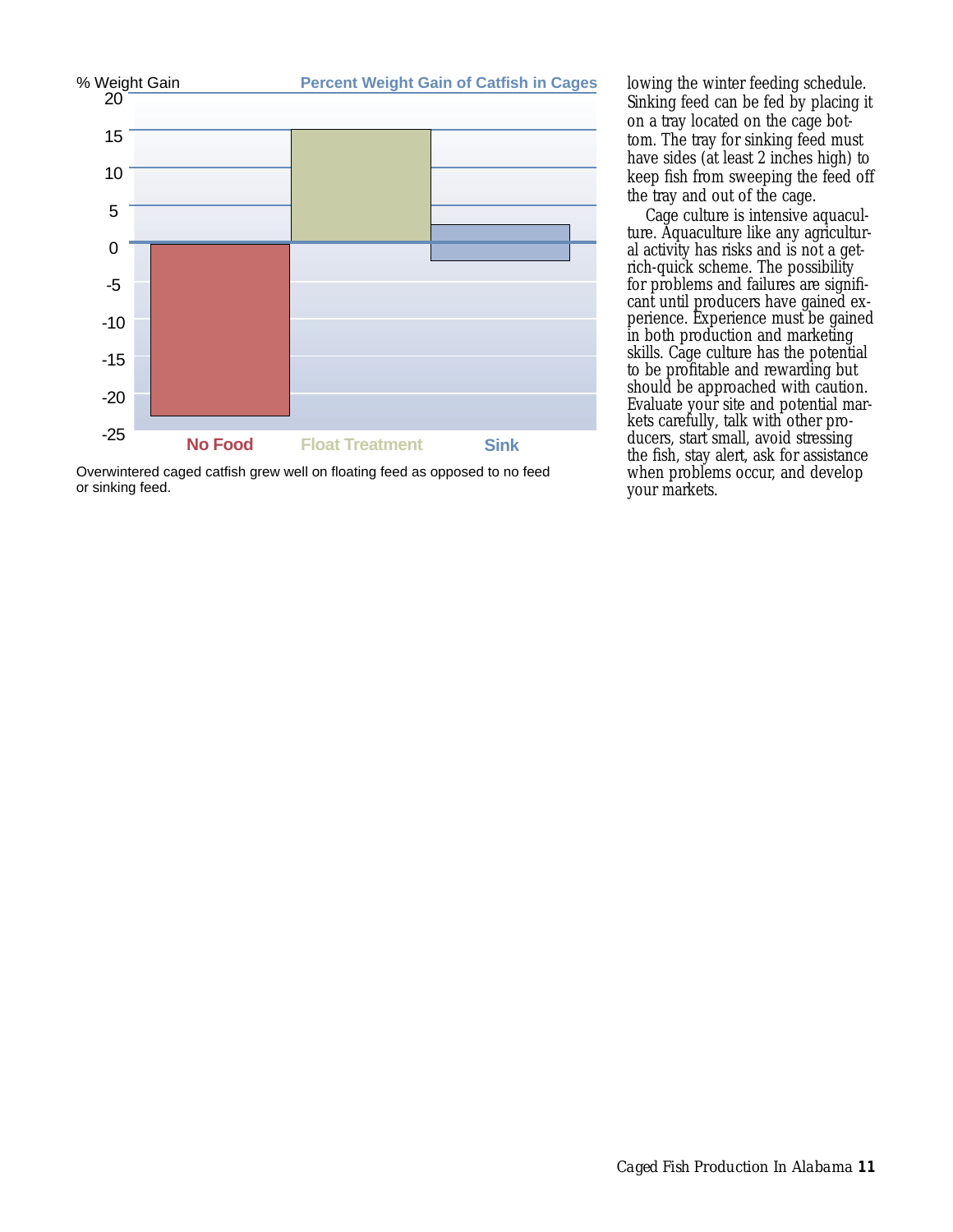**Percent Weight Gain of Catfish in Cages**

% Weight Gain

| Treatment | % Weight Gain (approx.) |
| --- | --- |
| No Food | -23 |
| Float Treatment | 15 |
| Sink | 2.5 / -2.5 |

Overwintered caged catfish grew well on floating feed as opposed to no feed or sinking feed.

lowing the winter feeding schedule. Sinking feed can be fed by placing it on a tray located on the cage bottom. The tray for sinking feed must have sides (at least 2 inches high) to keep fish from sweeping the feed off the tray and out of the cage.

Cage culture is intensive aquaculture. Aquaculture like any agricultural activity has risks and is not a get-rich-quick scheme. The possibility for problems and failures are significant until producers have gained experience. Experience must be gained in both production and marketing skills. Cage culture has the potential to be profitable and rewarding but should be approached with caution. Evaluate your site and potential markets carefully, talk with other producers, start small, avoid stressing the fish, stay alert, ask for assistance when problems occur, and develop your markets.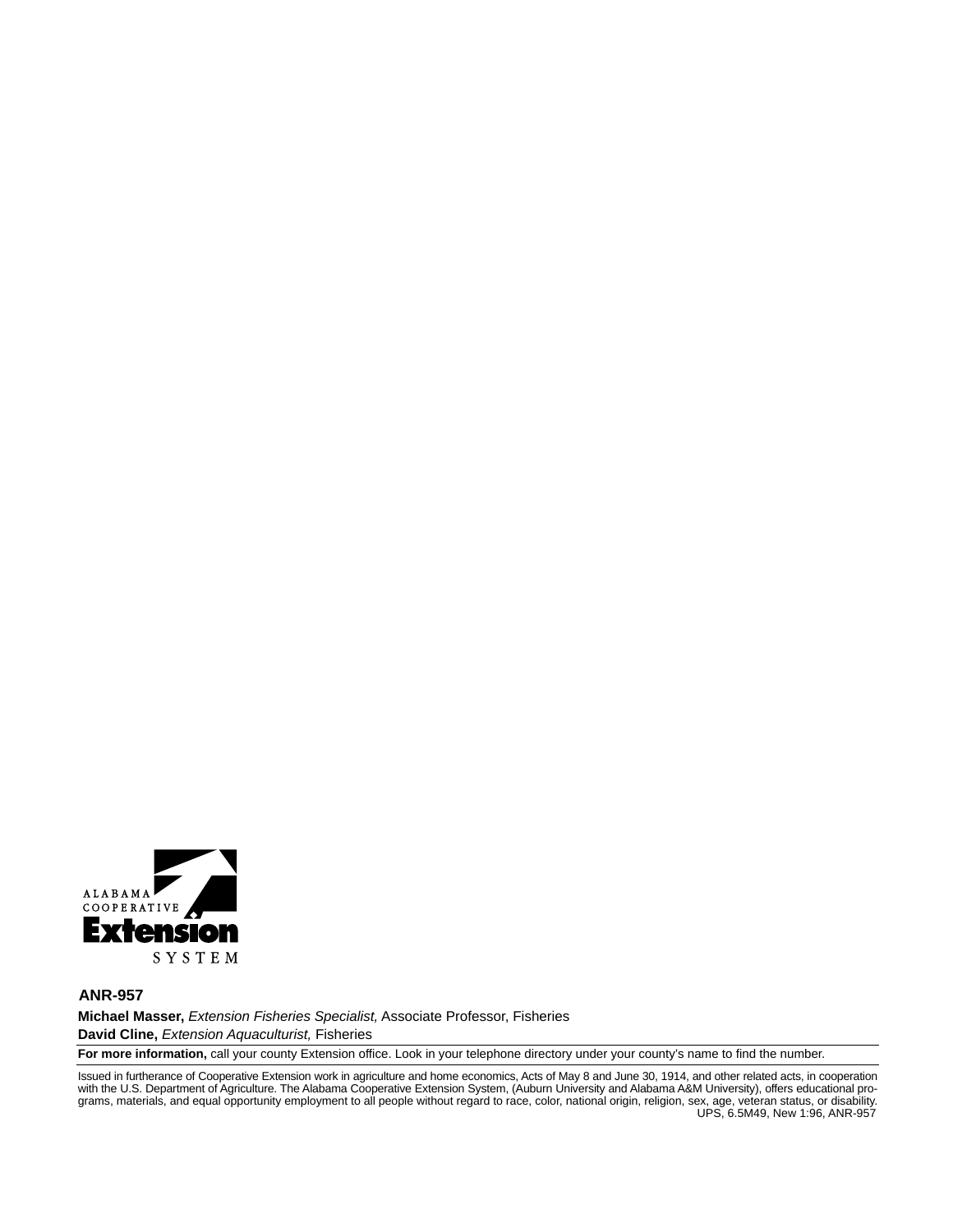ALABAMA COOPERATIVE **Extension** SYSTEM

**ANR-957**

**Michael Masser,** *Extension Fisheries Specialist,* Associate Professor, Fisheries
**David Cline,** *Extension Aquaculturist,* Fisheries

**For more information,** call your county Extension office. Look in your telephone directory under your county's name to find the number.

Issued in furtherance of Cooperative Extension work in agriculture and home economics, Acts of May 8 and June 30, 1914, and other related acts, in cooperation with the U.S. Department of Agriculture. The Alabama Cooperative Extension System, (Auburn University and Alabama A&M University), offers educational programs, materials, and equal opportunity employment to all people without regard to race, color, national origin, religion, sex, age, veteran status, or disability.
UPS, 6.5M49, New 1:96, ANR-957